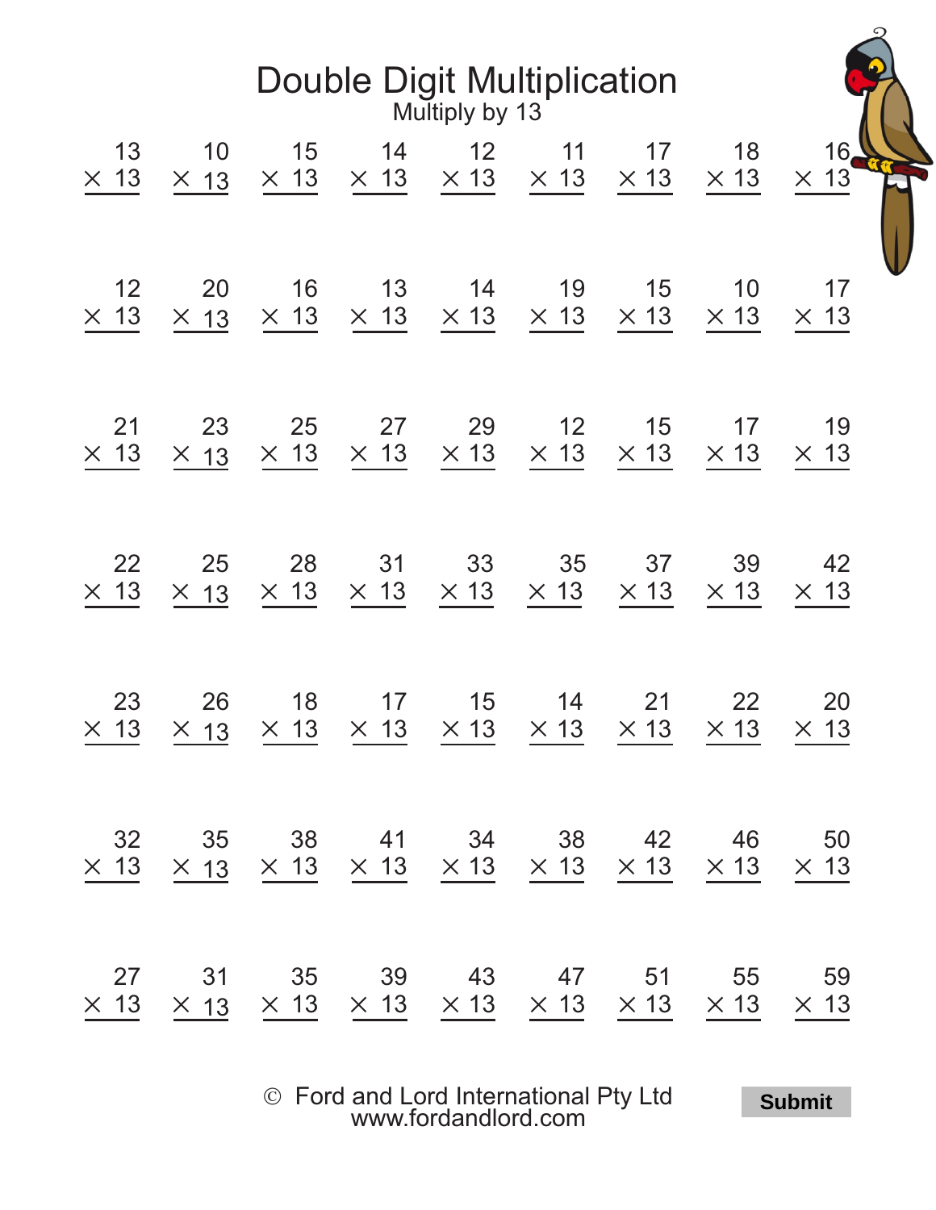# Double Digit Multiplication

Multiply by 13

| | | | | | | | | |
|---|---|---|---|---|---|---|---|---|
| $13 \times 13$ | $10 \times 13$ | $15 \times 13$ | $14 \times 13$ | $12 \times 13$ | $11 \times 13$ | $17 \times 13$ | $18 \times 13$ | $16 \times 13$ |
| $12 \times 13$ | $20 \times 13$ | $16 \times 13$ | $13 \times 13$ | $14 \times 13$ | $19 \times 13$ | $15 \times 13$ | $10 \times 13$ | $17 \times 13$ |
| $21 \times 13$ | $23 \times 13$ | $25 \times 13$ | $27 \times 13$ | $29 \times 13$ | $12 \times 13$ | $15 \times 13$ | $17 \times 13$ | $19 \times 13$ |
| $22 \times 13$ | $25 \times 13$ | $28 \times 13$ | $31 \times 13$ | $33 \times 13$ | $35 \times 13$ | $37 \times 13$ | $39 \times 13$ | $42 \times 13$ |
| $23 \times 13$ | $26 \times 13$ | $18 \times 13$ | $17 \times 13$ | $15 \times 13$ | $14 \times 13$ | $21 \times 13$ | $22 \times 13$ | $20 \times 13$ |
| $32 \times 13$ | $35 \times 13$ | $38 \times 13$ | $41 \times 13$ | $34 \times 13$ | $38 \times 13$ | $42 \times 13$ | $46 \times 13$ | $50 \times 13$ |
| $27 \times 13$ | $31 \times 13$ | $35 \times 13$ | $39 \times 13$ | $43 \times 13$ | $47 \times 13$ | $51 \times 13$ | $55 \times 13$ | $59 \times 13$ |

© Ford and Lord International Pty Ltd
www.fordandlord.com

Submit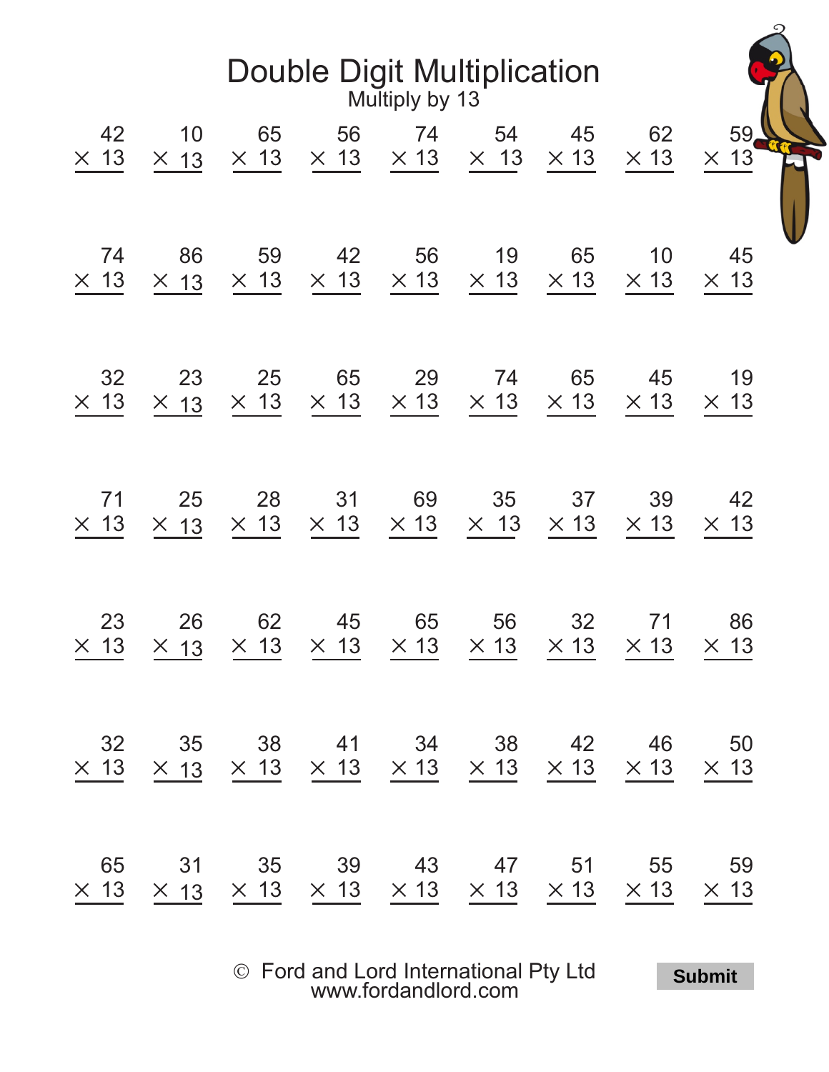# Double Digit Multiplication

Multiply by 13

| | | | | | | | | |
|---|---|---|---|---|---|---|---|---|
| $42 \times 13$ | $10 \times 13$ | $65 \times 13$ | $56 \times 13$ | $74 \times 13$ | $54 \times 13$ | $45 \times 13$ | $62 \times 13$ | $59 \times 13$ |
| $74 \times 13$ | $86 \times 13$ | $59 \times 13$ | $42 \times 13$ | $56 \times 13$ | $19 \times 13$ | $65 \times 13$ | $10 \times 13$ | $45 \times 13$ |
| $32 \times 13$ | $23 \times 13$ | $25 \times 13$ | $65 \times 13$ | $29 \times 13$ | $74 \times 13$ | $65 \times 13$ | $45 \times 13$ | $19 \times 13$ |
| $71 \times 13$ | $25 \times 13$ | $28 \times 13$ | $31 \times 13$ | $69 \times 13$ | $35 \times 13$ | $37 \times 13$ | $39 \times 13$ | $42 \times 13$ |
| $23 \times 13$ | $26 \times 13$ | $62 \times 13$ | $45 \times 13$ | $65 \times 13$ | $56 \times 13$ | $32 \times 13$ | $71 \times 13$ | $86 \times 13$ |
| $32 \times 13$ | $35 \times 13$ | $38 \times 13$ | $41 \times 13$ | $34 \times 13$ | $38 \times 13$ | $42 \times 13$ | $46 \times 13$ | $50 \times 13$ |
| $65 \times 13$ | $31 \times 13$ | $35 \times 13$ | $39 \times 13$ | $43 \times 13$ | $47 \times 13$ | $51 \times 13$ | $55 \times 13$ | $59 \times 13$ |

© Ford and Lord International Pty Ltd
www.fordandlord.com

Submit